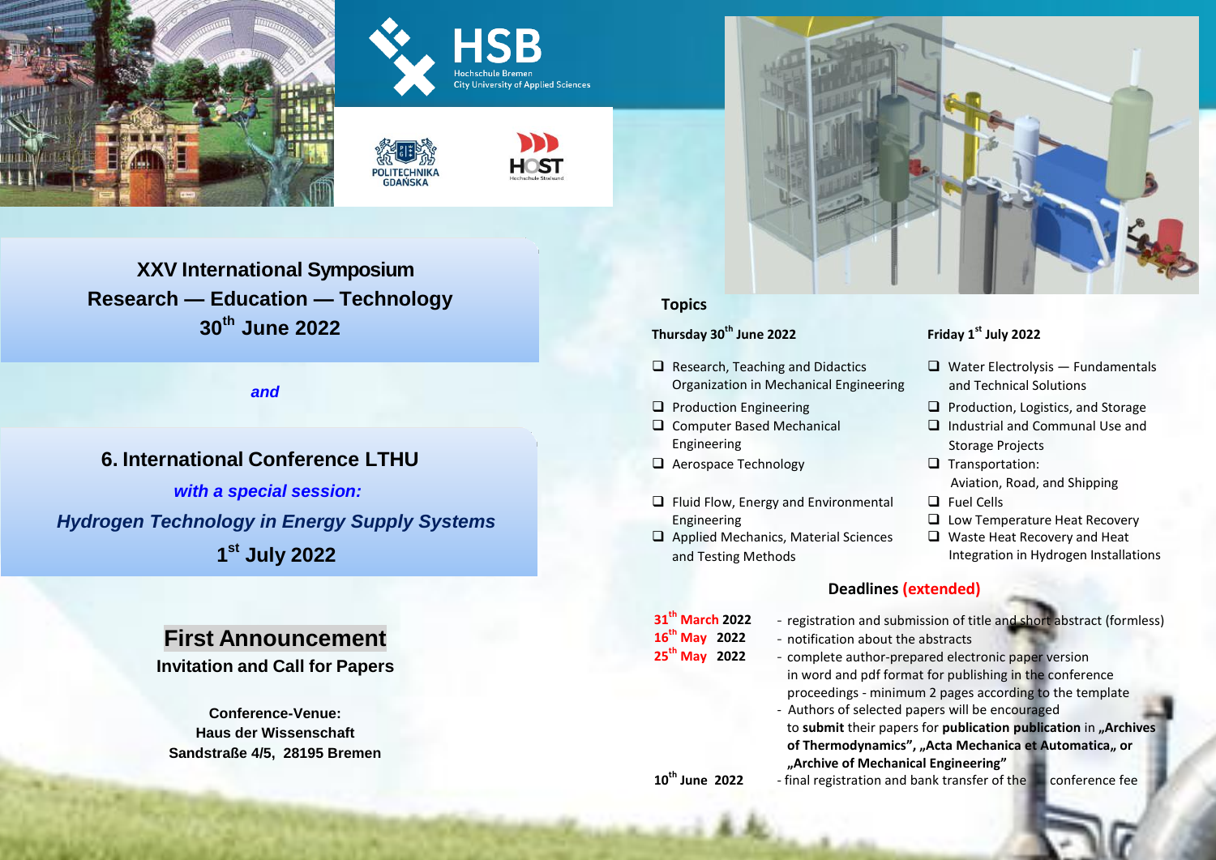HSB
Hochschule Bremen
City University of Applied Sciences

POLITECHNIKA GDAŃSKA

HOST
Hochschule Stralsund

# XXV International Symposium
# Research — Education — Technology
## 30th June 2022

*and*

# 6. International Conference LTHU

***with a special session:***

***Hydrogen Technology in Energy Supply Systems***

## 1st July 2022

# First Announcement

**Invitation and Call for Papers**

**Conference-Venue:**
**Haus der Wissenschaft**
**Sandstraße 4/5, 28195 Bremen**

## Topics

### Thursday 30th June 2022

- Research, Teaching and Didactics Organization in Mechanical Engineering
- Production Engineering
- Computer Based Mechanical Engineering
- Aerospace Technology
- Fluid Flow, Energy and Environmental Engineering
- Applied Mechanics, Material Sciences and Testing Methods

### Friday 1st July 2022

- Water Electrolysis — Fundamentals and Technical Solutions
- Production, Logistics, and Storage
- Industrial and Communal Use and Storage Projects
- Transportation: Aviation, Road, and Shipping
- Fuel Cells
- Low Temperature Heat Recovery
- Waste Heat Recovery and Heat Integration in Hydrogen Installations

## Deadlines (extended)

**31th March 2022** - registration and submission of title and short abstract (formless)

**16th May 2022** - notification about the abstracts

**25th May 2022** - complete author-prepared electronic paper version in word and pdf format for publishing in the conference proceedings - minimum 2 pages according to the template
- Authors of selected papers will be encouraged to **submit** their papers for **publication publication** in **„Archives of Thermodynamics", „Acta Mechanica et Automatica„ or „Archive of Mechanical Engineering"**

**10th June 2022** - final registration and bank transfer of the conference fee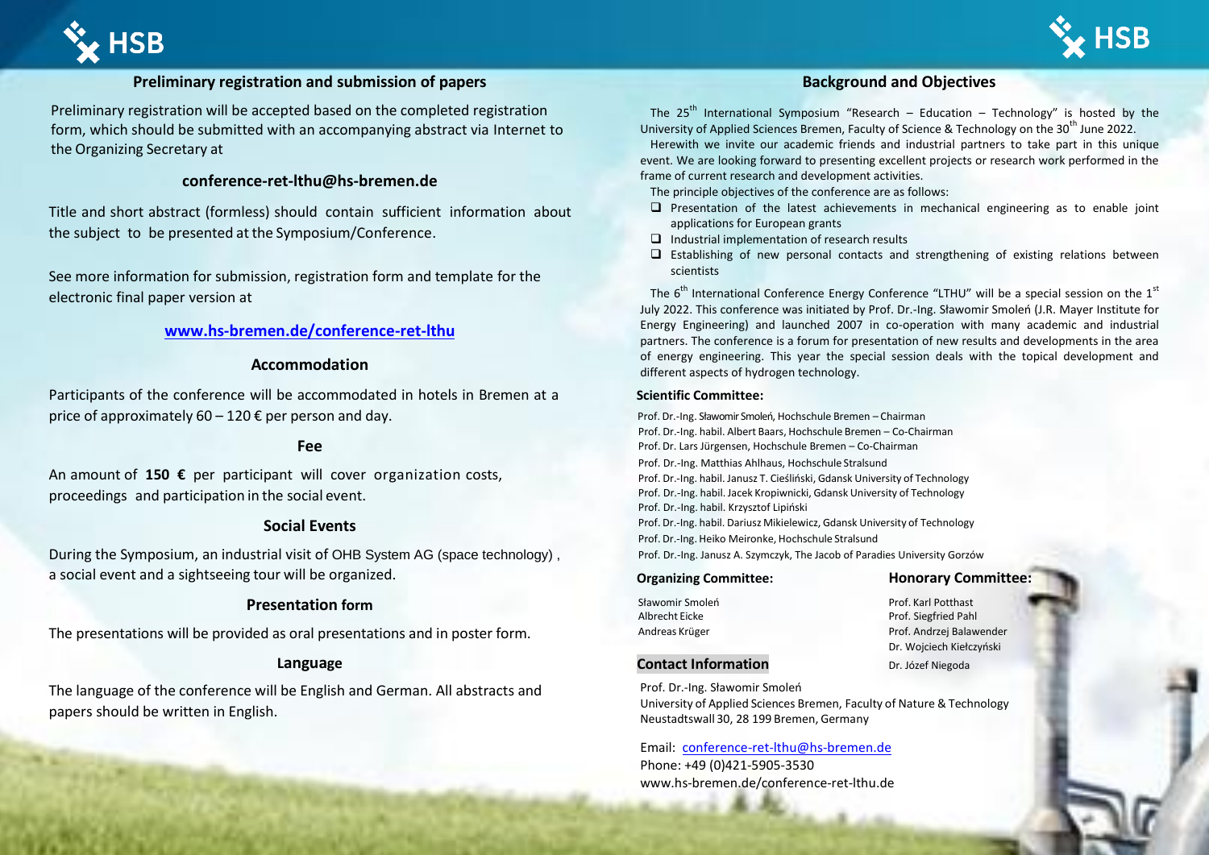## Preliminary registration and submission of papers

Preliminary registration will be accepted based on the completed registration form, which should be submitted with an accompanying abstract via Internet to the Organizing Secretary at

**conference-ret-lthu@hs-bremen.de**

Title and short abstract (formless) should contain sufficient information about the subject to be presented at the Symposium/Conference.

See more information for submission, registration form and template for the electronic final paper version at

**www.hs-bremen.de/conference-ret-lthu**

## Accommodation

Participants of the conference will be accommodated in hotels in Bremen at a price of approximately 60 – 120 € per person and day.

## Fee

An amount of **150 €** per participant will cover organization costs, proceedings and participation in the social event.

## Social Events

During the Symposium, an industrial visit of OHB System AG (space technology) , a social event and a sightseeing tour will be organized.

## Presentation form

The presentations will be provided as oral presentations and in poster form.

## Language

The language of the conference will be English and German. All abstracts and papers should be written in English.

## Background and Objectives

The 25th International Symposium "Research – Education – Technology" is hosted by the University of Applied Sciences Bremen, Faculty of Science & Technology on the 30th June 2022.

Herewith we invite our academic friends and industrial partners to take part in this unique event. We are looking forward to presenting excellent projects or research work performed in the frame of current research and development activities.

The principle objectives of the conference are as follows:

- Presentation of the latest achievements in mechanical engineering as to enable joint applications for European grants
- Industrial implementation of research results
- Establishing of new personal contacts and strengthening of existing relations between scientists

The 6th International Conference Energy Conference "LTHU" will be a special session on the 1st July 2022. This conference was initiated by Prof. Dr.-Ing. Sławomir Smoleń (J.R. Mayer Institute for Energy Engineering) and launched 2007 in co-operation with many academic and industrial partners. The conference is a forum for presentation of new results and developments in the area of energy engineering. This year the special session deals with the topical development and different aspects of hydrogen technology.

**Scientific Committee:**

Prof. Dr.-Ing. Sławomir Smoleń, Hochschule Bremen – Chairman
Prof. Dr.-Ing. habil. Albert Baars, Hochschule Bremen – Co-Chairman
Prof. Dr. Lars Jürgensen, Hochschule Bremen – Co-Chairman
Prof. Dr.-Ing. Matthias Ahlhaus, Hochschule Stralsund
Prof. Dr.-Ing. habil. Janusz T. Cieśliński, Gdansk University of Technology
Prof. Dr.-Ing. habil. Jacek Kropiwnicki, Gdansk University of Technology
Prof. Dr.-Ing. habil. Krzysztof Lipiński
Prof. Dr.-Ing. habil. Dariusz Mikielewicz, Gdansk University of Technology
Prof. Dr.-Ing. Heiko Meironke, Hochschule Stralsund
Prof. Dr.-Ing. Janusz A. Szymczyk, The Jacob of Paradies University Gorzów

**Organizing Committee:**

Sławomir Smoleń
Albrecht Eicke
Andreas Krüger

**Honorary Committee:**

Prof. Karl Potthast
Prof. Siegfried Pahl
Prof. Andrzej Balawender
Dr. Wojciech Kiełczyński
Dr. Józef Niegoda

**Contact Information**

Prof. Dr.-Ing. Sławomir Smoleń
University of Applied Sciences Bremen, Faculty of Nature & Technology
Neustadtswall 30, 28 199 Bremen, Germany

Email: conference-ret-lthu@hs-bremen.de
Phone: +49 (0)421-5905-3530
www.hs-bremen.de/conference-ret-lthu.de